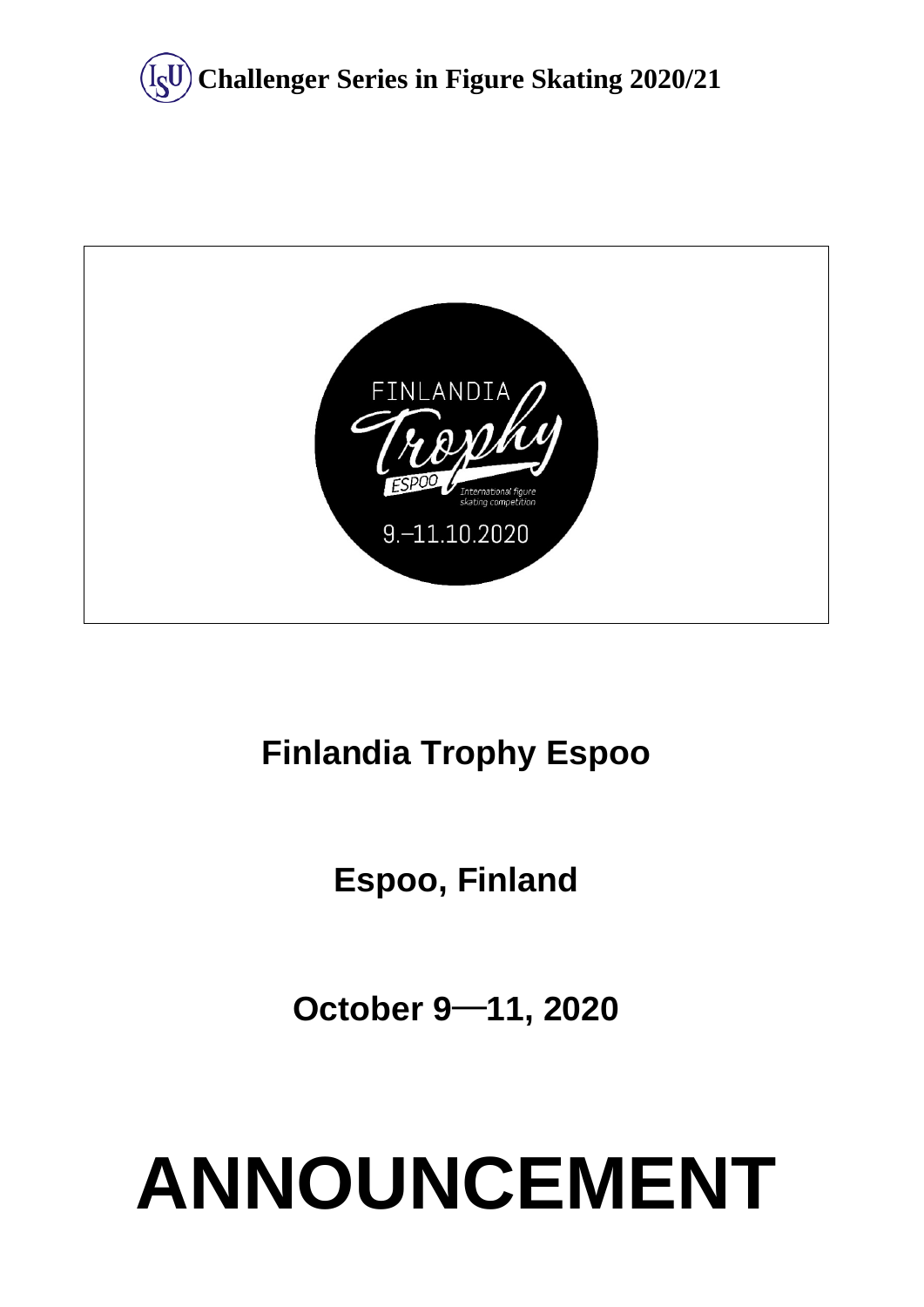**Challenger Series in Figure Skating 2020/21**

FINLANDIA Trophy ESPOO International figure skating competition 9.–11.10.2020

# Finlandia Trophy Espoo

## Espoo, Finland

## October 9—11, 2020

# ANNOUNCEMENT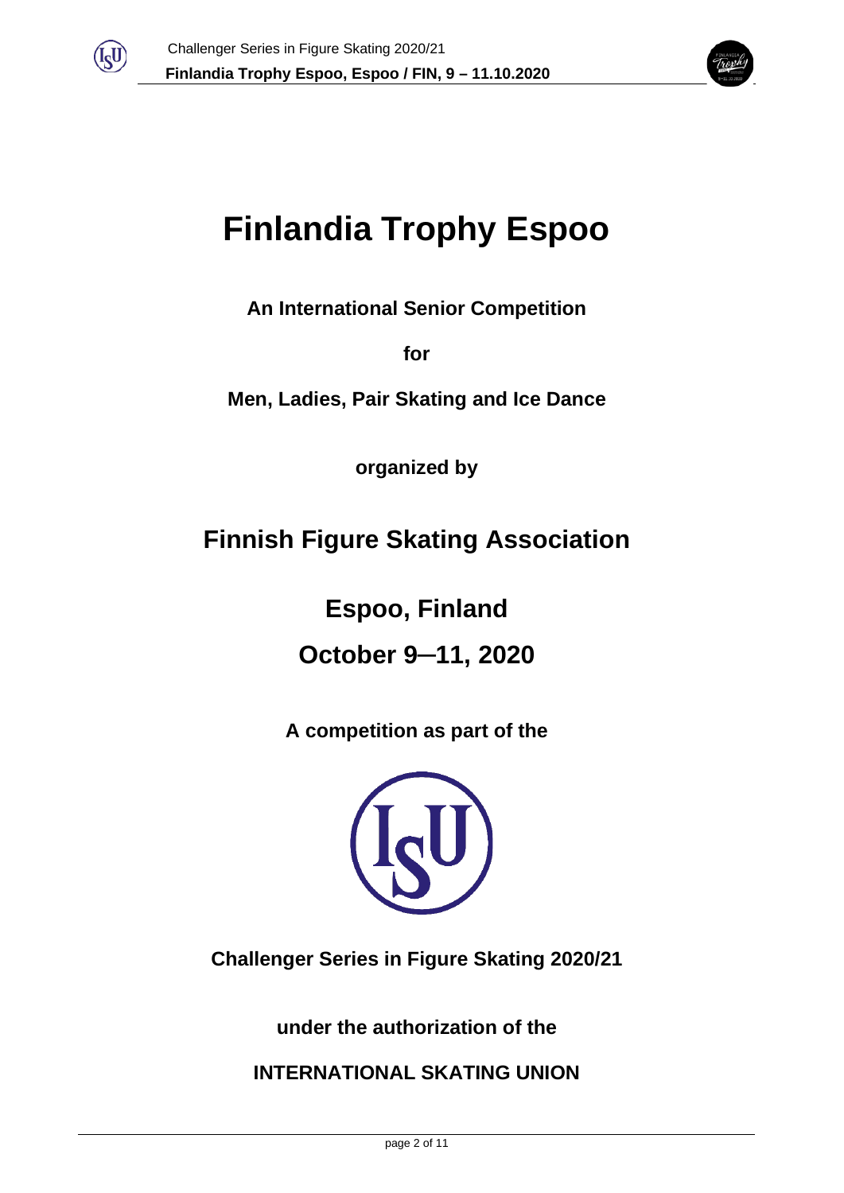# Finlandia Trophy Espoo

**An International Senior Competition**

**for**

**Men, Ladies, Pair Skating and Ice Dance**

**organized by**

## Finnish Figure Skating Association

## Espoo, Finland

## October 9–11, 2020

**A competition as part of the**

**Challenger Series in Figure Skating 2020/21**

**under the authorization of the**

**INTERNATIONAL SKATING UNION**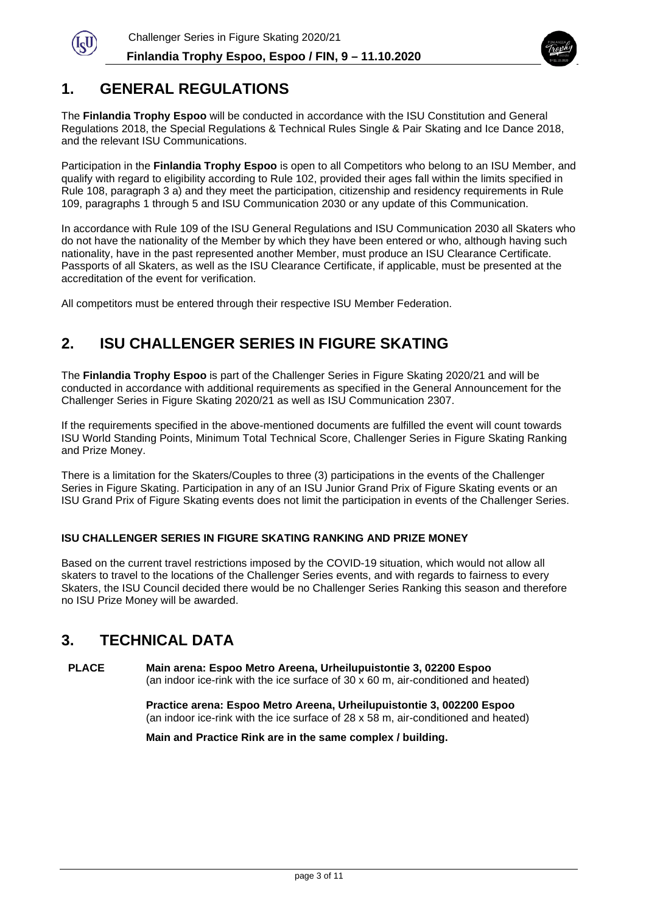## 1. GENERAL REGULATIONS

The **Finlandia Trophy Espoo** will be conducted in accordance with the ISU Constitution and General Regulations 2018, the Special Regulations & Technical Rules Single & Pair Skating and Ice Dance 2018, and the relevant ISU Communications.

Participation in the **Finlandia Trophy Espoo** is open to all Competitors who belong to an ISU Member, and qualify with regard to eligibility according to Rule 102, provided their ages fall within the limits specified in Rule 108, paragraph 3 a) and they meet the participation, citizenship and residency requirements in Rule 109, paragraphs 1 through 5 and ISU Communication 2030 or any update of this Communication.

In accordance with Rule 109 of the ISU General Regulations and ISU Communication 2030 all Skaters who do not have the nationality of the Member by which they have been entered or who, although having such nationality, have in the past represented another Member, must produce an ISU Clearance Certificate. Passports of all Skaters, as well as the ISU Clearance Certificate, if applicable, must be presented at the accreditation of the event for verification.

All competitors must be entered through their respective ISU Member Federation.

## 2. ISU CHALLENGER SERIES IN FIGURE SKATING

The **Finlandia Trophy Espoo** is part of the Challenger Series in Figure Skating 2020/21 and will be conducted in accordance with additional requirements as specified in the General Announcement for the Challenger Series in Figure Skating 2020/21 as well as ISU Communication 2307.

If the requirements specified in the above-mentioned documents are fulfilled the event will count towards ISU World Standing Points, Minimum Total Technical Score, Challenger Series in Figure Skating Ranking and Prize Money.

There is a limitation for the Skaters/Couples to three (3) participations in the events of the Challenger Series in Figure Skating. Participation in any of an ISU Junior Grand Prix of Figure Skating events or an ISU Grand Prix of Figure Skating events does not limit the participation in events of the Challenger Series.

**ISU CHALLENGER SERIES IN FIGURE SKATING RANKING AND PRIZE MONEY**

Based on the current travel restrictions imposed by the COVID-19 situation, which would not allow all skaters to travel to the locations of the Challenger Series events, and with regards to fairness to every Skaters, the ISU Council decided there would be no Challenger Series Ranking this season and therefore no ISU Prize Money will be awarded.

## 3. TECHNICAL DATA

**PLACE**

**Main arena: Espoo Metro Areena, Urheilupuistontie 3, 02200 Espoo**
(an indoor ice-rink with the ice surface of 30 x 60 m, air-conditioned and heated)

**Practice arena: Espoo Metro Areena, Urheilupuistontie 3, 002200 Espoo**
(an indoor ice-rink with the ice surface of 28 x 58 m, air-conditioned and heated)

**Main and Practice Rink are in the same complex / building.**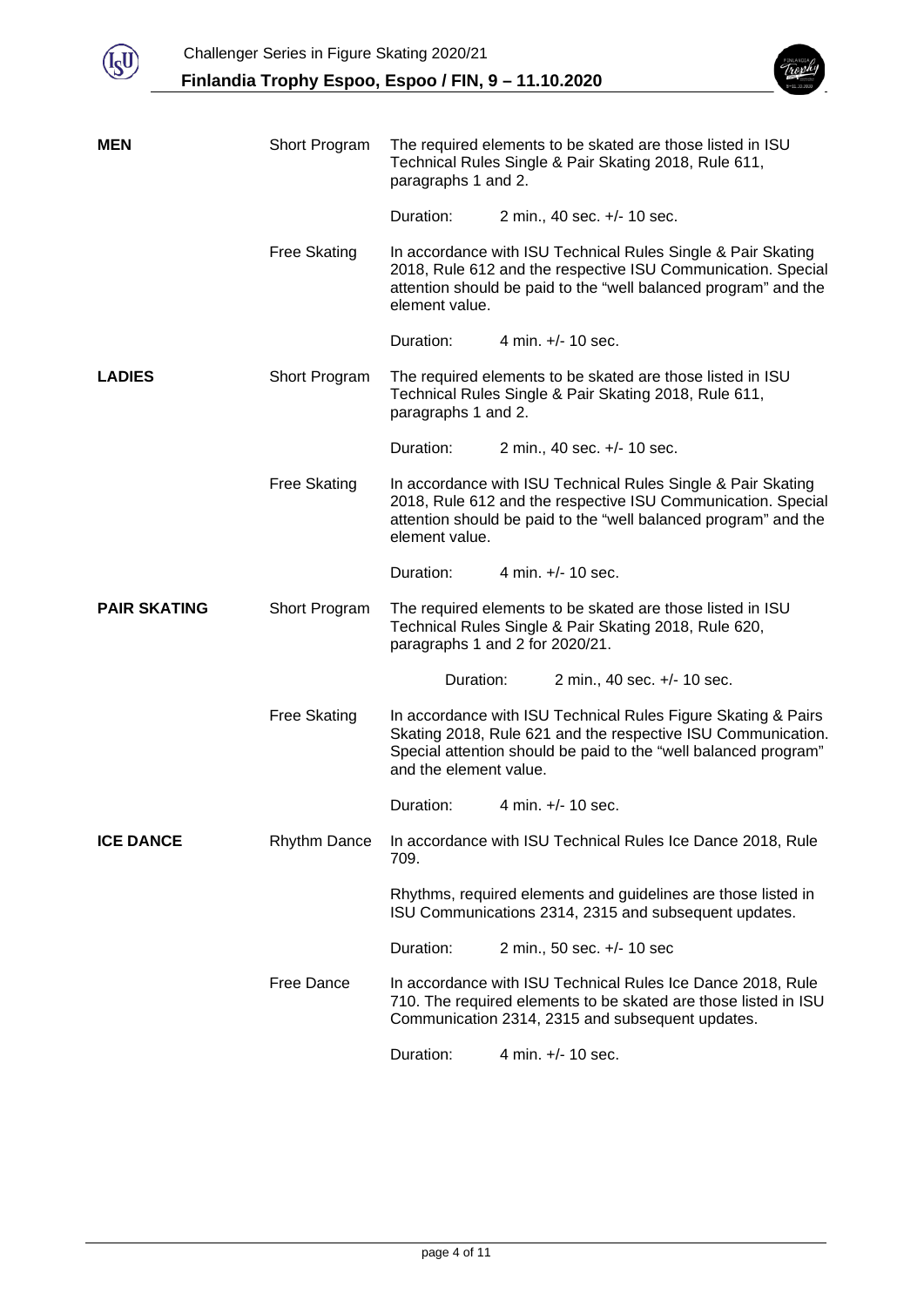| | | |
|---|---|---|
| **MEN** | Short Program | The required elements to be skated are those listed in ISU Technical Rules Single & Pair Skating 2018, Rule 611, paragraphs 1 and 2.<br><br>Duration: 2 min., 40 sec. +/- 10 sec. |
| | Free Skating | In accordance with ISU Technical Rules Single & Pair Skating 2018, Rule 612 and the respective ISU Communication. Special attention should be paid to the "well balanced program" and the element value.<br><br>Duration: 4 min. +/- 10 sec. |
| **LADIES** | Short Program | The required elements to be skated are those listed in ISU Technical Rules Single & Pair Skating 2018, Rule 611, paragraphs 1 and 2.<br><br>Duration: 2 min., 40 sec. +/- 10 sec. |
| | Free Skating | In accordance with ISU Technical Rules Single & Pair Skating 2018, Rule 612 and the respective ISU Communication. Special attention should be paid to the "well balanced program" and the element value.<br><br>Duration: 4 min. +/- 10 sec. |
| **PAIR SKATING** | Short Program | The required elements to be skated are those listed in ISU Technical Rules Single & Pair Skating 2018, Rule 620, paragraphs 1 and 2 for 2020/21.<br><br>Duration: 2 min., 40 sec. +/- 10 sec. |
| | Free Skating | In accordance with ISU Technical Rules Figure Skating & Pairs Skating 2018, Rule 621 and the respective ISU Communication. Special attention should be paid to the "well balanced program" and the element value.<br><br>Duration: 4 min. +/- 10 sec. |
| **ICE DANCE** | Rhythm Dance | In accordance with ISU Technical Rules Ice Dance 2018, Rule 709.<br><br>Rhythms, required elements and guidelines are those listed in ISU Communications 2314, 2315 and subsequent updates.<br><br>Duration: 2 min., 50 sec. +/- 10 sec |
| | Free Dance | In accordance with ISU Technical Rules Ice Dance 2018, Rule 710. The required elements to be skated are those listed in ISU Communication 2314, 2315 and subsequent updates.<br><br>Duration: 4 min. +/- 10 sec. |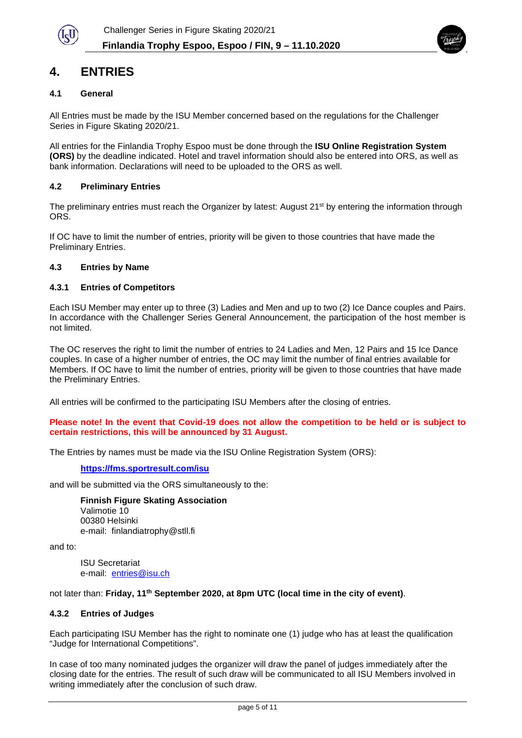# 4. ENTRIES

### 4.1 General

All Entries must be made by the ISU Member concerned based on the regulations for the Challenger Series in Figure Skating 2020/21.

All entries for the Finlandia Trophy Espoo must be done through the **ISU Online Registration System (ORS)** by the deadline indicated. Hotel and travel information should also be entered into ORS, as well as bank information. Declarations will need to be uploaded to the ORS as well.

### 4.2 Preliminary Entries

The preliminary entries must reach the Organizer by latest: August 21st by entering the information through ORS.

If OC have to limit the number of entries, priority will be given to those countries that have made the Preliminary Entries.

### 4.3 Entries by Name

#### 4.3.1 Entries of Competitors

Each ISU Member may enter up to three (3) Ladies and Men and up to two (2) Ice Dance couples and Pairs. In accordance with the Challenger Series General Announcement, the participation of the host member is not limited.

The OC reserves the right to limit the number of entries to 24 Ladies and Men, 12 Pairs and 15 Ice Dance couples. In case of a higher number of entries, the OC may limit the number of final entries available for Members. If OC have to limit the number of entries, priority will be given to those countries that have made the Preliminary Entries.

All entries will be confirmed to the participating ISU Members after the closing of entries.

**Please note! In the event that Covid-19 does not allow the competition to be held or is subject to certain restrictions, this will be announced by 31 August.**

The Entries by names must be made via the ISU Online Registration System (ORS):

**https://fms.sportresult.com/isu**

and will be submitted via the ORS simultaneously to the:

**Finnish Figure Skating Association**
Valimotie 10
00380 Helsinki
e-mail: finlandiatrophy@stll.fi

and to:

ISU Secretariat
e-mail: entries@isu.ch

not later than: **Friday, 11th September 2020, at 8pm UTC (local time in the city of event)**.

#### 4.3.2 Entries of Judges

Each participating ISU Member has the right to nominate one (1) judge who has at least the qualification "Judge for International Competitions".

In case of too many nominated judges the organizer will draw the panel of judges immediately after the closing date for the entries. The result of such draw will be communicated to all ISU Members involved in writing immediately after the conclusion of such draw.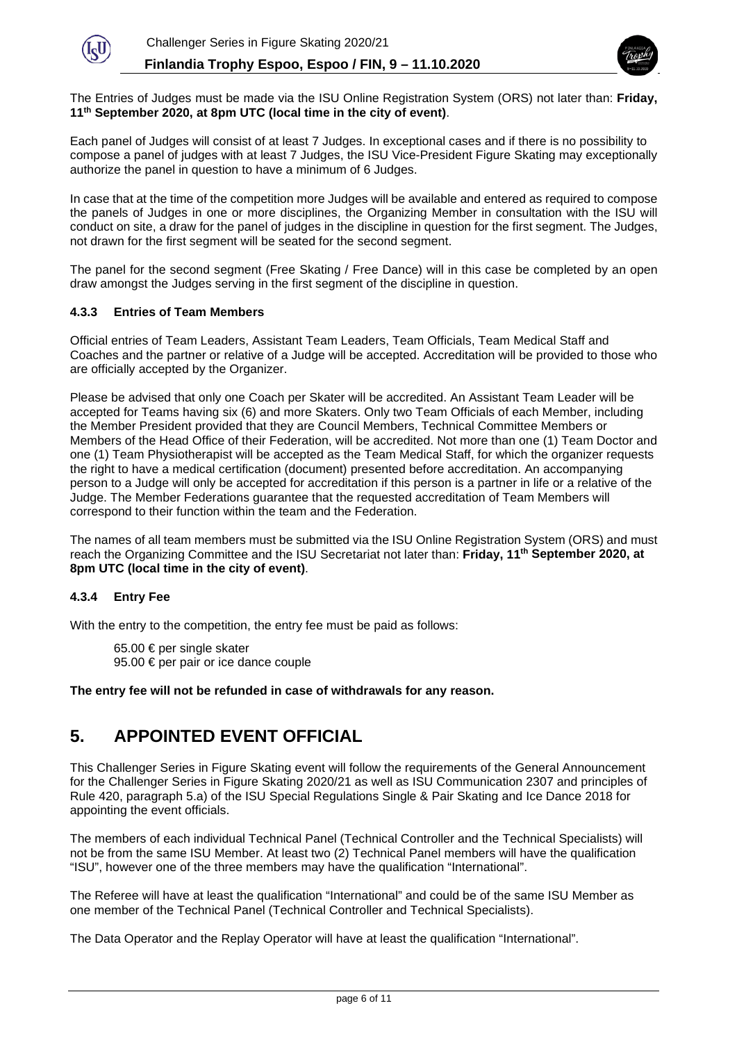The Entries of Judges must be made via the ISU Online Registration System (ORS) not later than: **Friday, 11th September 2020, at 8pm UTC (local time in the city of event)**.

Each panel of Judges will consist of at least 7 Judges. In exceptional cases and if there is no possibility to compose a panel of judges with at least 7 Judges, the ISU Vice-President Figure Skating may exceptionally authorize the panel in question to have a minimum of 6 Judges.

In case that at the time of the competition more Judges will be available and entered as required to compose the panels of Judges in one or more disciplines, the Organizing Member in consultation with the ISU will conduct on site, a draw for the panel of judges in the discipline in question for the first segment. The Judges, not drawn for the first segment will be seated for the second segment.

The panel for the second segment (Free Skating / Free Dance) will in this case be completed by an open draw amongst the Judges serving in the first segment of the discipline in question.

### 4.3.3 Entries of Team Members

Official entries of Team Leaders, Assistant Team Leaders, Team Officials, Team Medical Staff and Coaches and the partner or relative of a Judge will be accepted. Accreditation will be provided to those who are officially accepted by the Organizer.

Please be advised that only one Coach per Skater will be accredited. An Assistant Team Leader will be accepted for Teams having six (6) and more Skaters. Only two Team Officials of each Member, including the Member President provided that they are Council Members, Technical Committee Members or Members of the Head Office of their Federation, will be accredited. Not more than one (1) Team Doctor and one (1) Team Physiotherapist will be accepted as the Team Medical Staff, for which the organizer requests the right to have a medical certification (document) presented before accreditation. An accompanying person to a Judge will only be accepted for accreditation if this person is a partner in life or a relative of the Judge. The Member Federations guarantee that the requested accreditation of Team Members will correspond to their function within the team and the Federation.

The names of all team members must be submitted via the ISU Online Registration System (ORS) and must reach the Organizing Committee and the ISU Secretariat not later than: **Friday, 11th September 2020, at 8pm UTC (local time in the city of event)**.

### 4.3.4 Entry Fee

With the entry to the competition, the entry fee must be paid as follows:

65.00 € per single skater
95.00 € per pair or ice dance couple

**The entry fee will not be refunded in case of withdrawals for any reason.**

## 5. APPOINTED EVENT OFFICIAL

This Challenger Series in Figure Skating event will follow the requirements of the General Announcement for the Challenger Series in Figure Skating 2020/21 as well as ISU Communication 2307 and principles of Rule 420, paragraph 5.a) of the ISU Special Regulations Single & Pair Skating and Ice Dance 2018 for appointing the event officials.

The members of each individual Technical Panel (Technical Controller and the Technical Specialists) will not be from the same ISU Member. At least two (2) Technical Panel members will have the qualification "ISU", however one of the three members may have the qualification "International".

The Referee will have at least the qualification "International" and could be of the same ISU Member as one member of the Technical Panel (Technical Controller and Technical Specialists).

The Data Operator and the Replay Operator will have at least the qualification "International".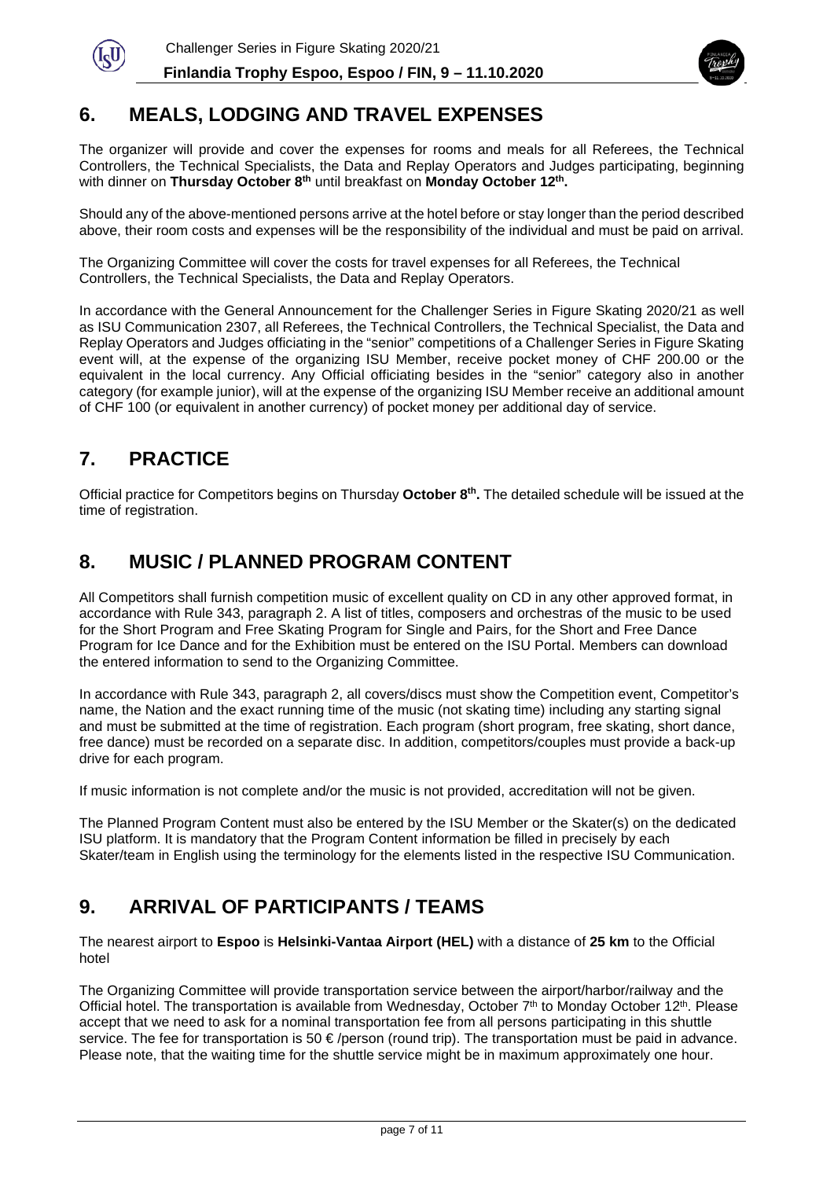## 6. MEALS, LODGING AND TRAVEL EXPENSES

The organizer will provide and cover the expenses for rooms and meals for all Referees, the Technical Controllers, the Technical Specialists, the Data and Replay Operators and Judges participating, beginning with dinner on **Thursday October 8th** until breakfast on **Monday October 12th.**

Should any of the above-mentioned persons arrive at the hotel before or stay longer than the period described above, their room costs and expenses will be the responsibility of the individual and must be paid on arrival.

The Organizing Committee will cover the costs for travel expenses for all Referees, the Technical Controllers, the Technical Specialists, the Data and Replay Operators.

In accordance with the General Announcement for the Challenger Series in Figure Skating 2020/21 as well as ISU Communication 2307, all Referees, the Technical Controllers, the Technical Specialist, the Data and Replay Operators and Judges officiating in the "senior" competitions of a Challenger Series in Figure Skating event will, at the expense of the organizing ISU Member, receive pocket money of CHF 200.00 or the equivalent in the local currency. Any Official officiating besides in the "senior" category also in another category (for example junior), will at the expense of the organizing ISU Member receive an additional amount of CHF 100 (or equivalent in another currency) of pocket money per additional day of service.

## 7. PRACTICE

Official practice for Competitors begins on Thursday **October 8th.** The detailed schedule will be issued at the time of registration.

## 8. MUSIC / PLANNED PROGRAM CONTENT

All Competitors shall furnish competition music of excellent quality on CD in any other approved format, in accordance with Rule 343, paragraph 2. A list of titles, composers and orchestras of the music to be used for the Short Program and Free Skating Program for Single and Pairs, for the Short and Free Dance Program for Ice Dance and for the Exhibition must be entered on the ISU Portal. Members can download the entered information to send to the Organizing Committee.

In accordance with Rule 343, paragraph 2, all covers/discs must show the Competition event, Competitor's name, the Nation and the exact running time of the music (not skating time) including any starting signal and must be submitted at the time of registration. Each program (short program, free skating, short dance, free dance) must be recorded on a separate disc. In addition, competitors/couples must provide a back-up drive for each program.

If music information is not complete and/or the music is not provided, accreditation will not be given.

The Planned Program Content must also be entered by the ISU Member or the Skater(s) on the dedicated ISU platform. It is mandatory that the Program Content information be filled in precisely by each Skater/team in English using the terminology for the elements listed in the respective ISU Communication.

## 9. ARRIVAL OF PARTICIPANTS / TEAMS

The nearest airport to **Espoo** is **Helsinki-Vantaa Airport (HEL)** with a distance of **25 km** to the Official hotel

The Organizing Committee will provide transportation service between the airport/harbor/railway and the Official hotel. The transportation is available from Wednesday, October 7th to Monday October 12th. Please accept that we need to ask for a nominal transportation fee from all persons participating in this shuttle service. The fee for transportation is 50 € /person (round trip). The transportation must be paid in advance. Please note, that the waiting time for the shuttle service might be in maximum approximately one hour.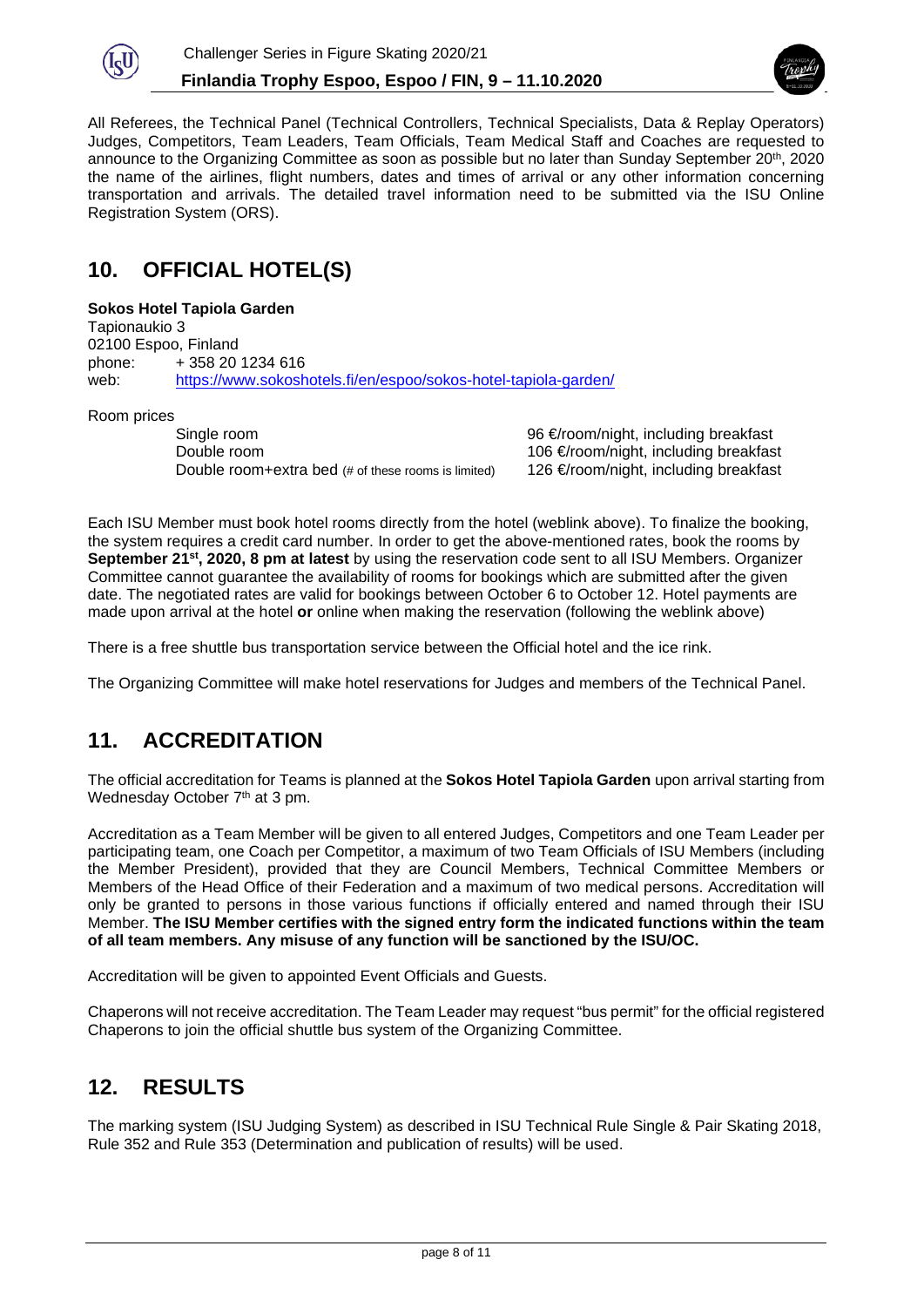All Referees, the Technical Panel (Technical Controllers, Technical Specialists, Data & Replay Operators) Judges, Competitors, Team Leaders, Team Officials, Team Medical Staff and Coaches are requested to announce to the Organizing Committee as soon as possible but no later than Sunday September 20th, 2020 the name of the airlines, flight numbers, dates and times of arrival or any other information concerning transportation and arrivals. The detailed travel information need to be submitted via the ISU Online Registration System (ORS).

## 10. OFFICIAL HOTEL(S)

**Sokos Hotel Tapiola Garden**
Tapionaukio 3
02100 Espoo, Finland
phone: + 358 20 1234 616
web: https://www.sokoshotels.fi/en/espoo/sokos-hotel-tapiola-garden/

Room prices

| | |
|---|---|
| Single room | 96 €/room/night, including breakfast |
| Double room | 106 €/room/night, including breakfast |
| Double room+extra bed (# of these rooms is limited) | 126 €/room/night, including breakfast |

Each ISU Member must book hotel rooms directly from the hotel (weblink above). To finalize the booking, the system requires a credit card number. In order to get the above-mentioned rates, book the rooms by **September 21st, 2020, 8 pm at latest** by using the reservation code sent to all ISU Members. Organizer Committee cannot guarantee the availability of rooms for bookings which are submitted after the given date. The negotiated rates are valid for bookings between October 6 to October 12. Hotel payments are made upon arrival at the hotel **or** online when making the reservation (following the weblink above)

There is a free shuttle bus transportation service between the Official hotel and the ice rink.

The Organizing Committee will make hotel reservations for Judges and members of the Technical Panel.

## 11. ACCREDITATION

The official accreditation for Teams is planned at the **Sokos Hotel Tapiola Garden** upon arrival starting from Wednesday October 7th at 3 pm.

Accreditation as a Team Member will be given to all entered Judges, Competitors and one Team Leader per participating team, one Coach per Competitor, a maximum of two Team Officials of ISU Members (including the Member President), provided that they are Council Members, Technical Committee Members or Members of the Head Office of their Federation and a maximum of two medical persons. Accreditation will only be granted to persons in those various functions if officially entered and named through their ISU Member. **The ISU Member certifies with the signed entry form the indicated functions within the team of all team members. Any misuse of any function will be sanctioned by the ISU/OC.**

Accreditation will be given to appointed Event Officials and Guests.

Chaperons will not receive accreditation. The Team Leader may request "bus permit" for the official registered Chaperons to join the official shuttle bus system of the Organizing Committee.

## 12. RESULTS

The marking system (ISU Judging System) as described in ISU Technical Rule Single & Pair Skating 2018, Rule 352 and Rule 353 (Determination and publication of results) will be used.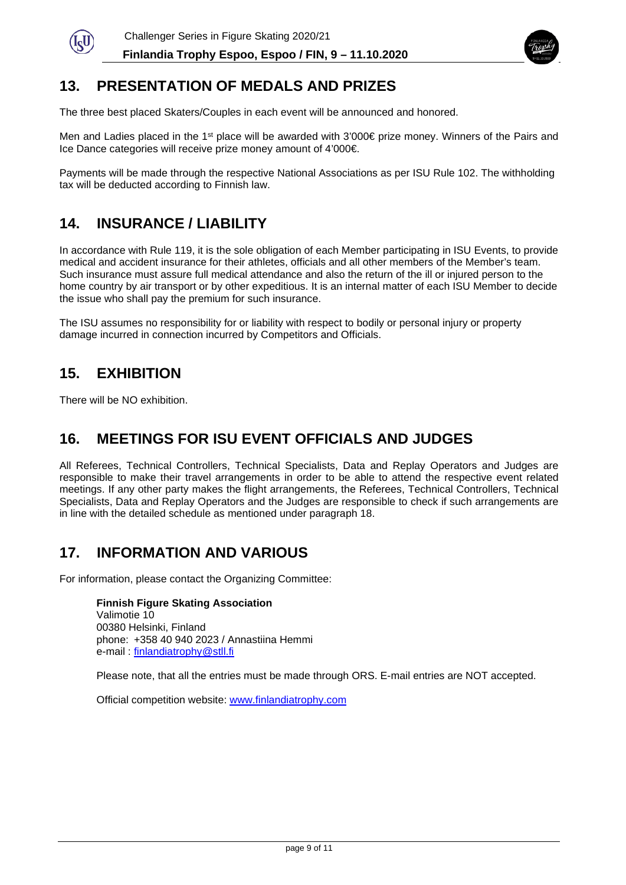## 13. PRESENTATION OF MEDALS AND PRIZES

The three best placed Skaters/Couples in each event will be announced and honored.

Men and Ladies placed in the 1st place will be awarded with 3'000€ prize money. Winners of the Pairs and Ice Dance categories will receive prize money amount of 4'000€.

Payments will be made through the respective National Associations as per ISU Rule 102. The withholding tax will be deducted according to Finnish law.

## 14. INSURANCE / LIABILITY

In accordance with Rule 119, it is the sole obligation of each Member participating in ISU Events, to provide medical and accident insurance for their athletes, officials and all other members of the Member's team. Such insurance must assure full medical attendance and also the return of the ill or injured person to the home country by air transport or by other expeditious. It is an internal matter of each ISU Member to decide the issue who shall pay the premium for such insurance.

The ISU assumes no responsibility for or liability with respect to bodily or personal injury or property damage incurred in connection incurred by Competitors and Officials.

## 15. EXHIBITION

There will be NO exhibition.

## 16. MEETINGS FOR ISU EVENT OFFICIALS AND JUDGES

All Referees, Technical Controllers, Technical Specialists, Data and Replay Operators and Judges are responsible to make their travel arrangements in order to be able to attend the respective event related meetings. If any other party makes the flight arrangements, the Referees, Technical Controllers, Technical Specialists, Data and Replay Operators and the Judges are responsible to check if such arrangements are in line with the detailed schedule as mentioned under paragraph 18.

## 17. INFORMATION AND VARIOUS

For information, please contact the Organizing Committee:

**Finnish Figure Skating Association**
Valimotie 10
00380 Helsinki, Finland
phone: +358 40 940 2023 / Annastiina Hemmi
e-mail : finlandiatrophy@stll.fi

Please note, that all the entries must be made through ORS. E-mail entries are NOT accepted.

Official competition website: www.finlandiatrophy.com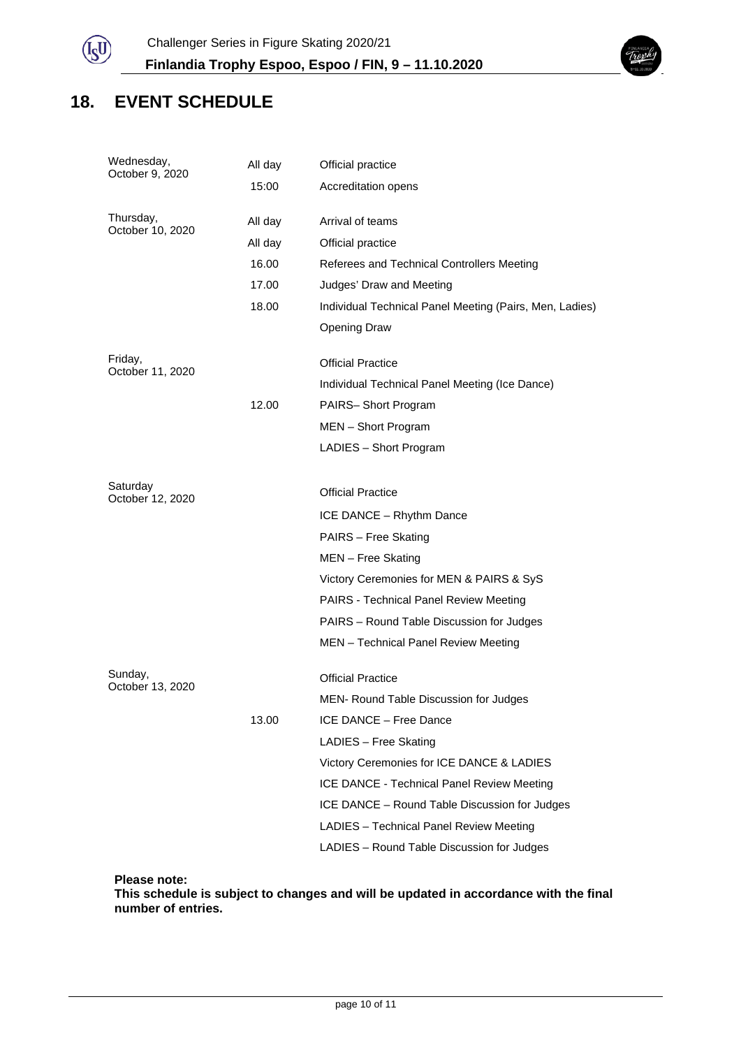# 18. EVENT SCHEDULE

| | | |
|---|---|---|
| Wednesday, October 9, 2020 | All day | Official practice |
| | 15:00 | Accreditation opens |
| Thursday, October 10, 2020 | All day | Arrival of teams |
| | All day | Official practice |
| | 16.00 | Referees and Technical Controllers Meeting |
| | 17.00 | Judges' Draw and Meeting |
| | 18.00 | Individual Technical Panel Meeting (Pairs, Men, Ladies) |
| | | Opening Draw |
| Friday, October 11, 2020 | | Official Practice |
| | | Individual Technical Panel Meeting (Ice Dance) |
| | 12.00 | PAIRS– Short Program |
| | | MEN – Short Program |
| | | LADIES – Short Program |
| Saturday October 12, 2020 | | Official Practice |
| | | ICE DANCE – Rhythm Dance |
| | | PAIRS – Free Skating |
| | | MEN – Free Skating |
| | | Victory Ceremonies for MEN & PAIRS & SyS |
| | | PAIRS - Technical Panel Review Meeting |
| | | PAIRS – Round Table Discussion for Judges |
| | | MEN – Technical Panel Review Meeting |
| Sunday, October 13, 2020 | | Official Practice |
| | | MEN- Round Table Discussion for Judges |
| | 13.00 | ICE DANCE – Free Dance |
| | | LADIES – Free Skating |
| | | Victory Ceremonies for ICE DANCE & LADIES |
| | | ICE DANCE - Technical Panel Review Meeting |
| | | ICE DANCE – Round Table Discussion for Judges |
| | | LADIES – Technical Panel Review Meeting |
| | | LADIES – Round Table Discussion for Judges |

**Please note:**
**This schedule is subject to changes and will be updated in accordance with the final number of entries.**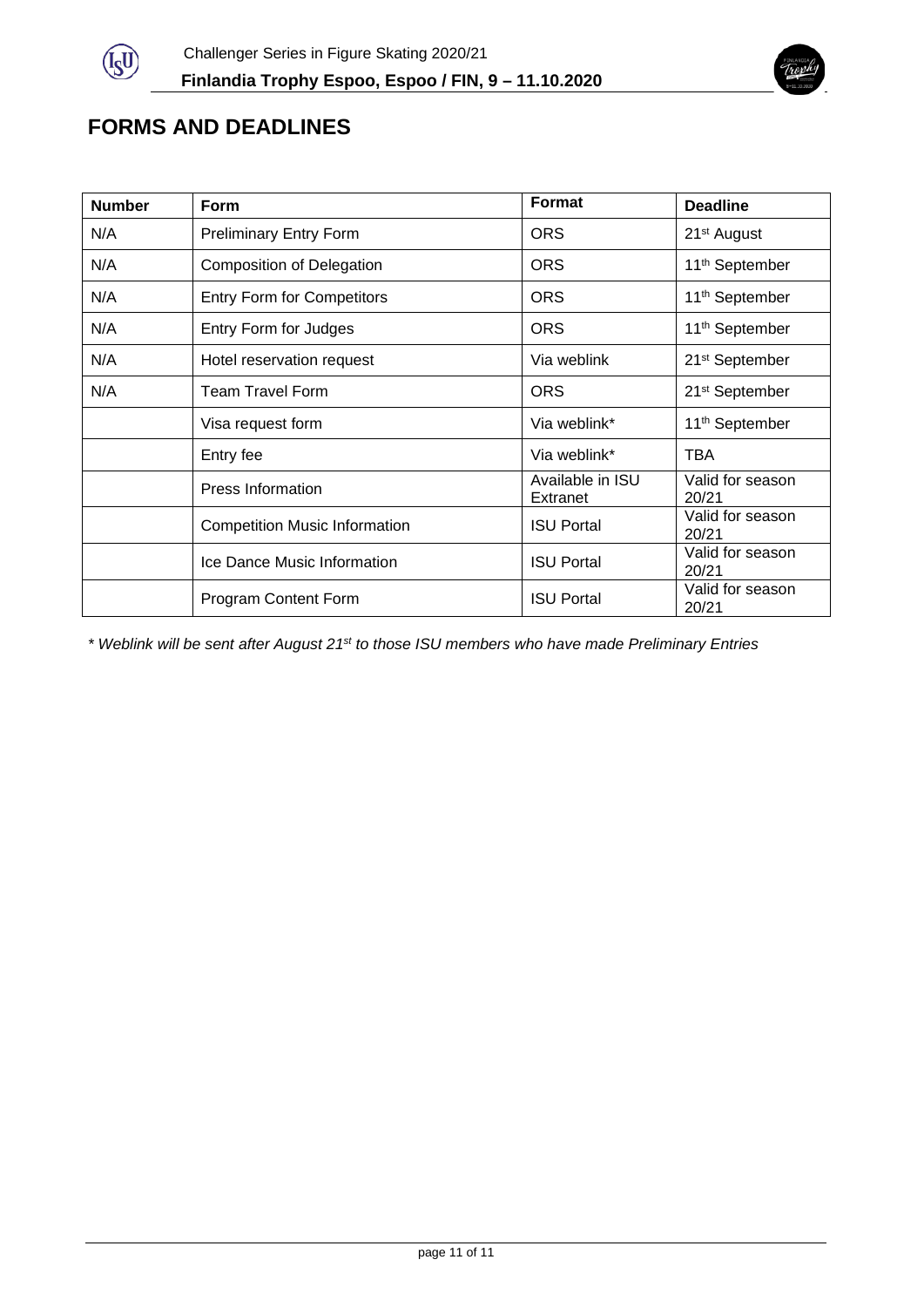# FORMS AND DEADLINES

| Number | Form | Format | Deadline |
|---|---|---|---|
| N/A | Preliminary Entry Form | ORS | 21st August |
| N/A | Composition of Delegation | ORS | 11th September |
| N/A | Entry Form for Competitors | ORS | 11th September |
| N/A | Entry Form for Judges | ORS | 11th September |
| N/A | Hotel reservation request | Via weblink | 21st September |
| N/A | Team Travel Form | ORS | 21st September |
| | Visa request form | Via weblink* | 11th September |
| | Entry fee | Via weblink* | TBA |
| | Press Information | Available in ISU Extranet | Valid for season 20/21 |
| | Competition Music Information | ISU Portal | Valid for season 20/21 |
| | Ice Dance Music Information | ISU Portal | Valid for season 20/21 |
| | Program Content Form | ISU Portal | Valid for season 20/21 |

*\* Weblink will be sent after August 21st to those ISU members who have made Preliminary Entries*